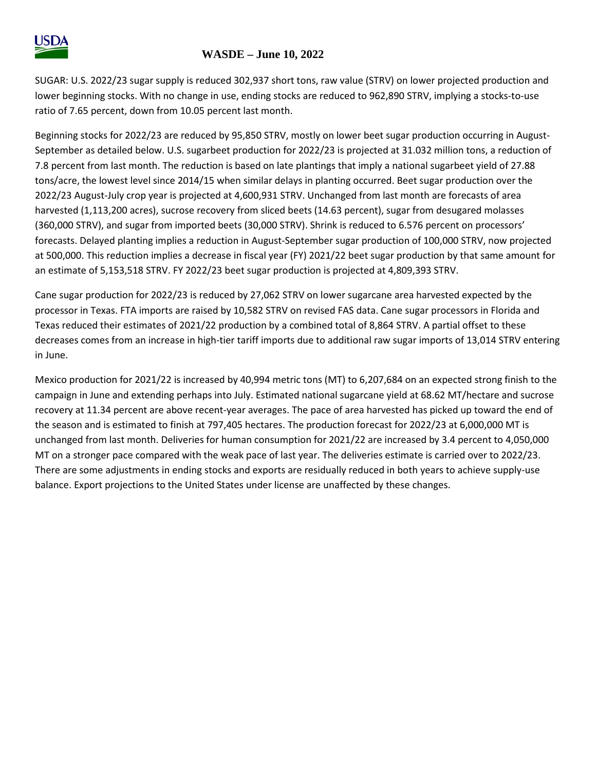# WASDE – June 10, 2022

SUGAR: U.S. 2022/23 sugar supply is reduced 302,937 short tons, raw value (STRV) on lower projected production and lower beginning stocks. With no change in use, ending stocks are reduced to 962,890 STRV, implying a stocks-to-use ratio of 7.65 percent, down from 10.05 percent last month.

Beginning stocks for 2022/23 are reduced by 95,850 STRV, mostly on lower beet sugar production occurring in August-September as detailed below. U.S. sugarbeet production for 2022/23 is projected at 31.032 million tons, a reduction of 7.8 percent from last month. The reduction is based on late plantings that imply a national sugarbeet yield of 27.88 tons/acre, the lowest level since 2014/15 when similar delays in planting occurred. Beet sugar production over the 2022/23 August-July crop year is projected at 4,600,931 STRV. Unchanged from last month are forecasts of area harvested (1,113,200 acres), sucrose recovery from sliced beets (14.63 percent), sugar from desugared molasses (360,000 STRV), and sugar from imported beets (30,000 STRV). Shrink is reduced to 6.576 percent on processors' forecasts. Delayed planting implies a reduction in August-September sugar production of 100,000 STRV, now projected at 500,000. This reduction implies a decrease in fiscal year (FY) 2021/22 beet sugar production by that same amount for an estimate of 5,153,518 STRV. FY 2022/23 beet sugar production is projected at 4,809,393 STRV.

Cane sugar production for 2022/23 is reduced by 27,062 STRV on lower sugarcane area harvested expected by the processor in Texas. FTA imports are raised by 10,582 STRV on revised FAS data. Cane sugar processors in Florida and Texas reduced their estimates of 2021/22 production by a combined total of 8,864 STRV. A partial offset to these decreases comes from an increase in high-tier tariff imports due to additional raw sugar imports of 13,014 STRV entering in June.

Mexico production for 2021/22 is increased by 40,994 metric tons (MT) to 6,207,684 on an expected strong finish to the campaign in June and extending perhaps into July. Estimated national sugarcane yield at 68.62 MT/hectare and sucrose recovery at 11.34 percent are above recent-year averages. The pace of area harvested has picked up toward the end of the season and is estimated to finish at 797,405 hectares. The production forecast for 2022/23 at 6,000,000 MT is unchanged from last month. Deliveries for human consumption for 2021/22 are increased by 3.4 percent to 4,050,000 MT on a stronger pace compared with the weak pace of last year. The deliveries estimate is carried over to 2022/23. There are some adjustments in ending stocks and exports are residually reduced in both years to achieve supply-use balance. Export projections to the United States under license are unaffected by these changes.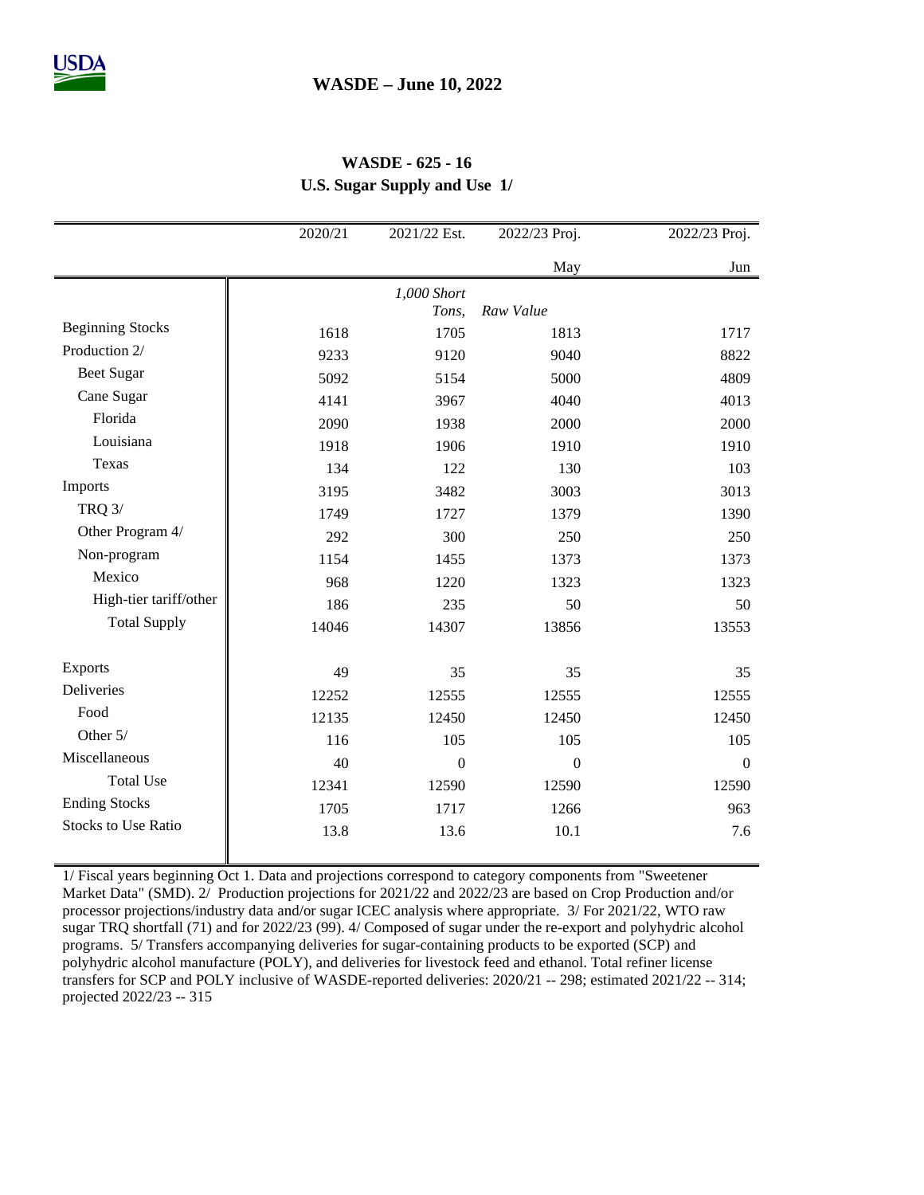# WASDE – June 10, 2022

## WASDE - 625 - 16

### U.S. Sugar Supply and Use 1/

| | 2020/21 | 2021/22 Est. | 2022/23 Proj. | 2022/23 Proj. |
|---|---|---|---|---|
| | | | May | Jun |
| | | *1,000 Short Tons,* | *Raw Value* | |
| Beginning Stocks | 1618 | 1705 | 1813 | 1717 |
| Production 2/ | 9233 | 9120 | 9040 | 8822 |
| Beet Sugar | 5092 | 5154 | 5000 | 4809 |
| Cane Sugar | 4141 | 3967 | 4040 | 4013 |
| Florida | 2090 | 1938 | 2000 | 2000 |
| Louisiana | 1918 | 1906 | 1910 | 1910 |
| Texas | 134 | 122 | 130 | 103 |
| Imports | 3195 | 3482 | 3003 | 3013 |
| TRQ 3/ | 1749 | 1727 | 1379 | 1390 |
| Other Program 4/ | 292 | 300 | 250 | 250 |
| Non-program | 1154 | 1455 | 1373 | 1373 |
| Mexico | 968 | 1220 | 1323 | 1323 |
| High-tier tariff/other | 186 | 235 | 50 | 50 |
| Total Supply | 14046 | 14307 | 13856 | 13553 |
| Exports | 49 | 35 | 35 | 35 |
| Deliveries | 12252 | 12555 | 12555 | 12555 |
| Food | 12135 | 12450 | 12450 | 12450 |
| Other 5/ | 116 | 105 | 105 | 105 |
| Miscellaneous | 40 | 0 | 0 | 0 |
| Total Use | 12341 | 12590 | 12590 | 12590 |
| Ending Stocks | 1705 | 1717 | 1266 | 963 |
| Stocks to Use Ratio | 13.8 | 13.6 | 10.1 | 7.6 |

1/ Fiscal years beginning Oct 1. Data and projections correspond to category components from "Sweetener Market Data" (SMD). 2/ Production projections for 2021/22 and 2022/23 are based on Crop Production and/or processor projections/industry data and/or sugar ICEC analysis where appropriate. 3/ For 2021/22, WTO raw sugar TRQ shortfall (71) and for 2022/23 (99). 4/ Composed of sugar under the re-export and polyhydric alcohol programs. 5/ Transfers accompanying deliveries for sugar-containing products to be exported (SCP) and polyhydric alcohol manufacture (POLY), and deliveries for livestock feed and ethanol. Total refiner license transfers for SCP and POLY inclusive of WASDE-reported deliveries: 2020/21 -- 298; estimated 2021/22 -- 314; projected 2022/23 -- 315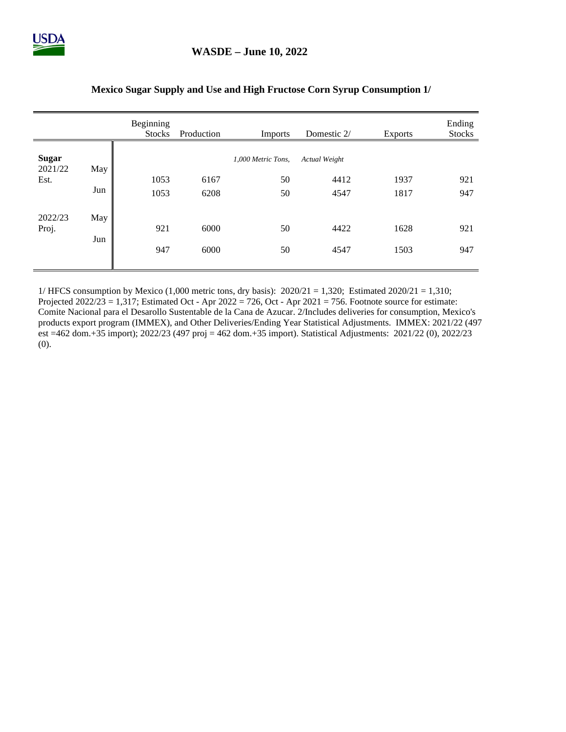WASDE – June 10, 2022

## Mexico Sugar Supply and Use and High Fructose Corn Syrup Consumption 1/

| | | Beginning Stocks | Production | Imports | Domestic 2/ | Exports | Ending Stocks |
|---|---|---|---|---|---|---|---|
| | | | | *1,000 Metric Tons,* | *Actual Weight* | | |
| **Sugar** 2021/22 Est. | May | 1053 | 6167 | 50 | 4412 | 1937 | 921 |
| | Jun | 1053 | 6208 | 50 | 4547 | 1817 | 947 |
| 2022/23 Proj. | May | 921 | 6000 | 50 | 4422 | 1628 | 921 |
| | Jun | 947 | 6000 | 50 | 4547 | 1503 | 947 |

1/ HFCS consumption by Mexico (1,000 metric tons, dry basis): 2020/21 = 1,320; Estimated 2020/21 = 1,310; Projected 2022/23 = 1,317; Estimated Oct - Apr 2022 = 726, Oct - Apr 2021 = 756. Footnote source for estimate: Comite Nacional para el Desarollo Sustentable de la Cana de Azucar. 2/Includes deliveries for consumption, Mexico's products export program (IMMEX), and Other Deliveries/Ending Year Statistical Adjustments. IMMEX: 2021/22 (497 est =462 dom.+35 import); 2022/23 (497 proj = 462 dom.+35 import). Statistical Adjustments: 2021/22 (0), 2022/23 (0).